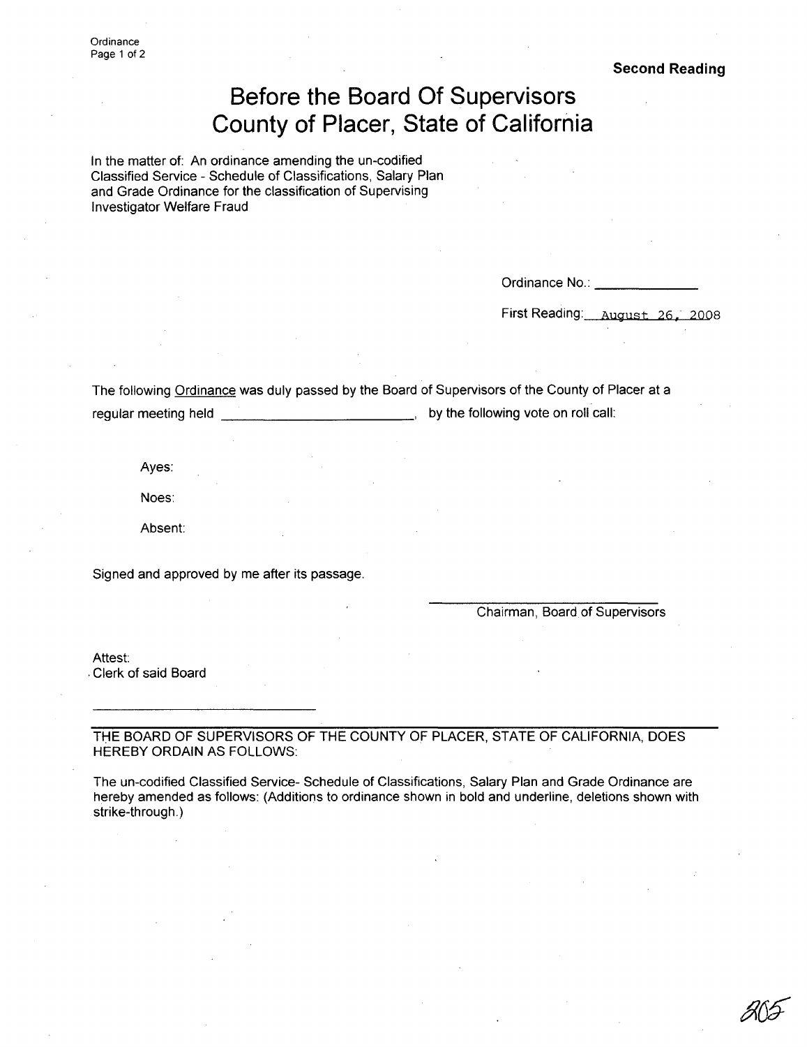**Second Reading**

# Before the Board Of Supervisors
# County of Placer, State of California

In the matter of: An ordinance amending the un-codified Classified Service - Schedule of Classifications, Salary Plan and Grade Ordinance for the classification of Supervising Investigator Welfare Fraud

Ordinance No.: ______________

First Reading: August 26, 2008

The following <u>Ordinance</u> was duly passed by the Board of Supervisors of the County of Placer at a regular meeting held __________________________, by the following vote on roll call:

Ayes:

Noes:

Absent:

Signed and approved by me after its passage.

______________________________
Chairman, Board of Supervisors

Attest:
Clerk of said Board

______________________________

THE BOARD OF SUPERVISORS OF THE COUNTY OF PLACER, STATE OF CALIFORNIA, DOES HEREBY ORDAIN AS FOLLOWS:

The un-codified Classified Service- Schedule of Classifications, Salary Plan and Grade Ordinance are hereby amended as follows: (Additions to ordinance shown in bold and underline, deletions shown with strike-through.)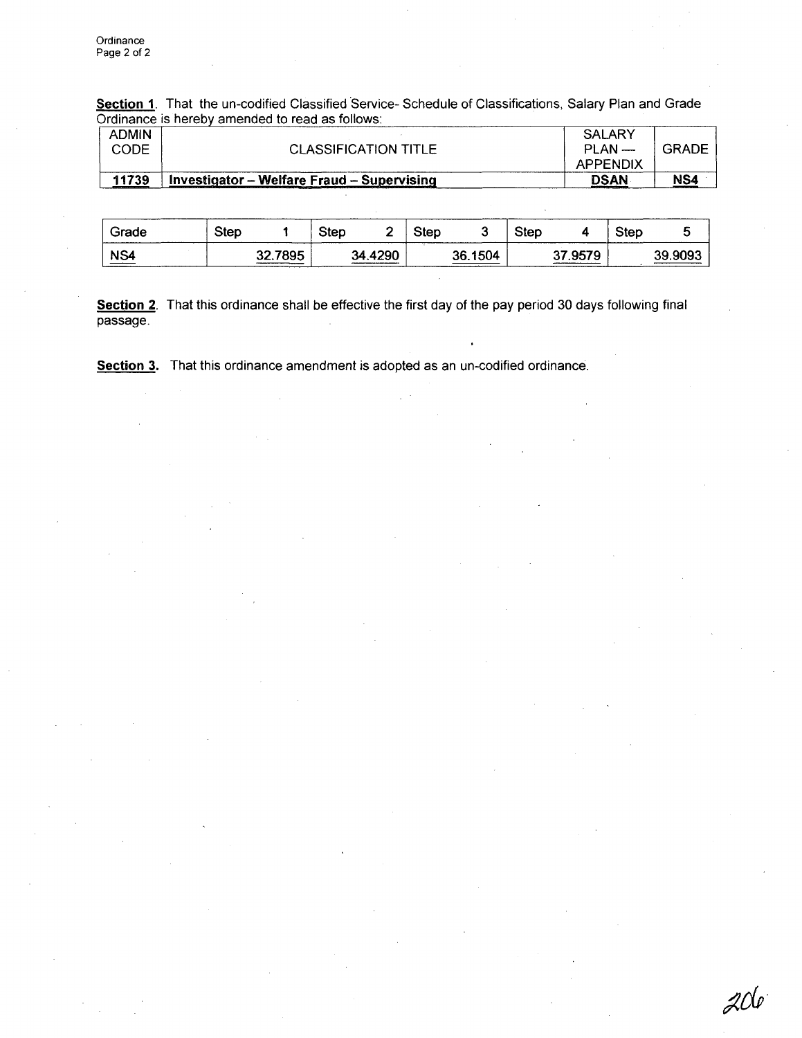**Section 1**. That the un-codified Classified Service- Schedule of Classifications, Salary Plan and Grade Ordinance is hereby amended to read as follows:

| ADMIN CODE | CLASSIFICATION TITLE | SALARY PLAN — APPENDIX | GRADE |
|---|---|---|---|
| **11739** | **Investigator – Welfare Fraud – Supervising** | **DSAN** | **NS4** |

| Grade | Step 1 | Step 2 | Step 3 | Step 4 | Step 5 |
|---|---|---|---|---|---|
| NS4 | 32.7895 | 34.4290 | 36.1504 | 37.9579 | 39.9093 |

**Section 2**. That this ordinance shall be effective the first day of the pay period 30 days following final passage.

**Section 3.** That this ordinance amendment is adopted as an un-codified ordinance.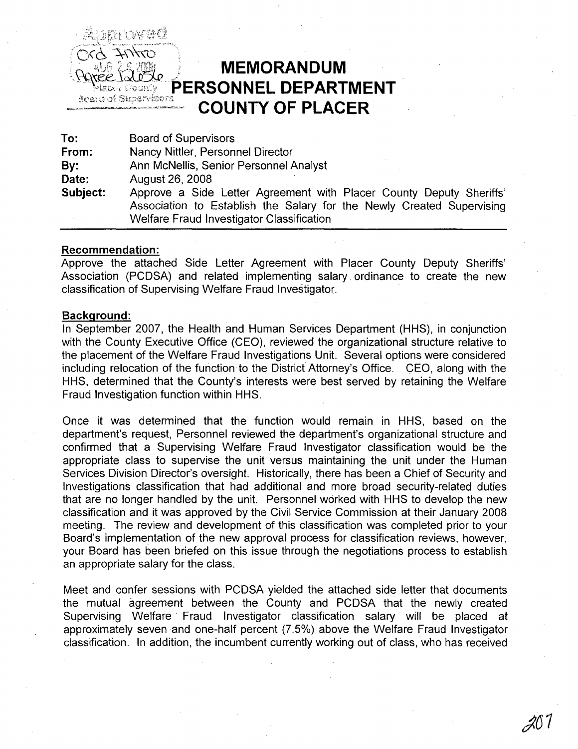# MEMORANDUM
# PERSONNEL DEPARTMENT
# COUNTY OF PLACER

| | |
|---|---|
| **To:** | Board of Supervisors |
| **From:** | Nancy Nittler, Personnel Director |
| **By:** | Ann McNellis, Senior Personnel Analyst |
| **Date:** | August 26, 2008 |
| **Subject:** | Approve a Side Letter Agreement with Placer County Deputy Sheriffs' Association to Establish the Salary for the Newly Created Supervising Welfare Fraud Investigator Classification |

**Recommendation:**

Approve the attached Side Letter Agreement with Placer County Deputy Sheriffs' Association (PCDSA) and related implementing salary ordinance to create the new classification of Supervising Welfare Fraud Investigator.

**Background:**

In September 2007, the Health and Human Services Department (HHS), in conjunction with the County Executive Office (CEO), reviewed the organizational structure relative to the placement of the Welfare Fraud Investigations Unit. Several options were considered including relocation of the function to the District Attorney's Office. CEO, along with the HHS, determined that the County's interests were best served by retaining the Welfare Fraud Investigation function within HHS.

Once it was determined that the function would remain in HHS, based on the department's request, Personnel reviewed the department's organizational structure and confirmed that a Supervising Welfare Fraud Investigator classification would be the appropriate class to supervise the unit versus maintaining the unit under the Human Services Division Director's oversight. Historically, there has been a Chief of Security and Investigations classification that had additional and more broad security-related duties that are no longer handled by the unit. Personnel worked with HHS to develop the new classification and it was approved by the Civil Service Commission at their January 2008 meeting. The review and development of this classification was completed prior to your Board's implementation of the new approval process for classification reviews, however, your Board has been briefed on this issue through the negotiations process to establish an appropriate salary for the class.

Meet and confer sessions with PCDSA yielded the attached side letter that documents the mutual agreement between the County and PCDSA that the newly created Supervising Welfare Fraud Investigator classification salary will be placed at approximately seven and one-half percent (7.5%) above the Welfare Fraud Investigator classification. In addition, the incumbent currently working out of class, who has received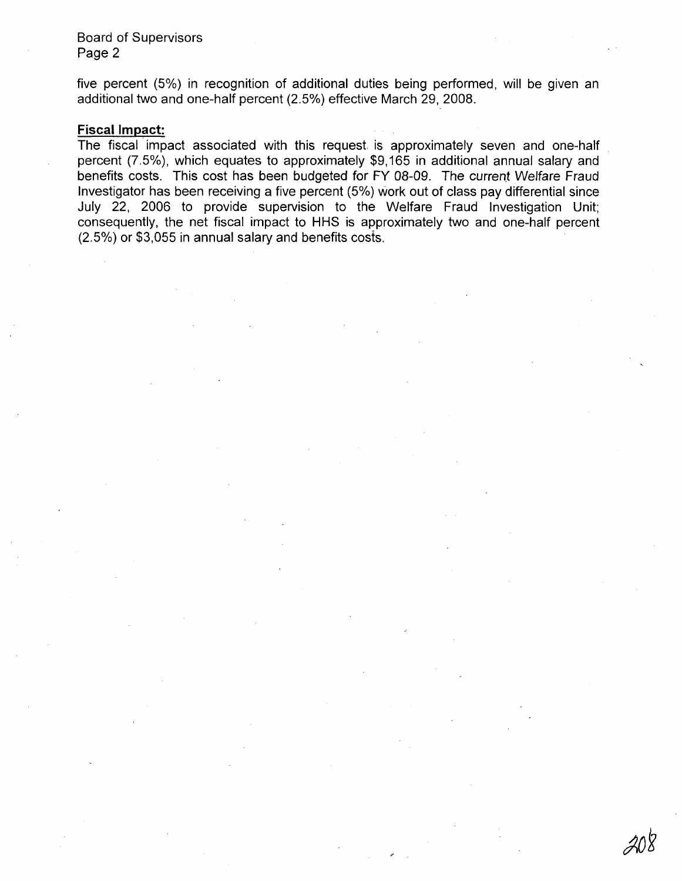five percent (5%) in recognition of additional duties being performed, will be given an additional two and one-half percent (2.5%) effective March 29, 2008.

**Fiscal Impact:**

The fiscal impact associated with this request is approximately seven and one-half percent (7.5%), which equates to approximately $9,165 in additional annual salary and benefits costs. This cost has been budgeted for FY 08-09. The current Welfare Fraud Investigator has been receiving a five percent (5%) work out of class pay differential since July 22, 2006 to provide supervision to the Welfare Fraud Investigation Unit; consequently, the net fiscal impact to HHS is approximately two and one-half percent (2.5%) or $3,055 in annual salary and benefits costs.